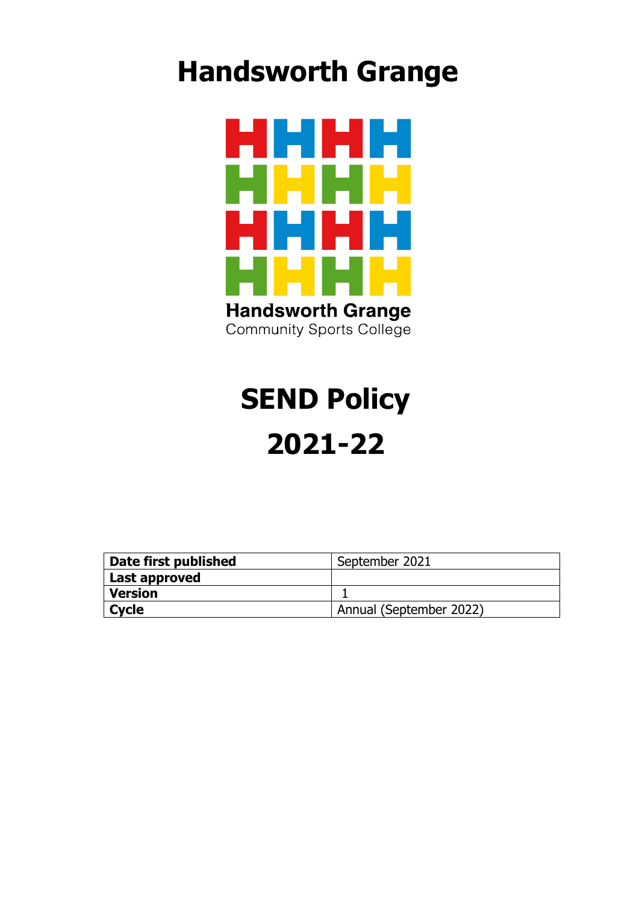# Handsworth Grange

Handsworth Grange
Community Sports College

# SEND Policy

# 2021-22

| **Date first published** | September 2021 |
|---|---|
| **Last approved** | |
| **Version** | 1 |
| **Cycle** | Annual (September 2022) |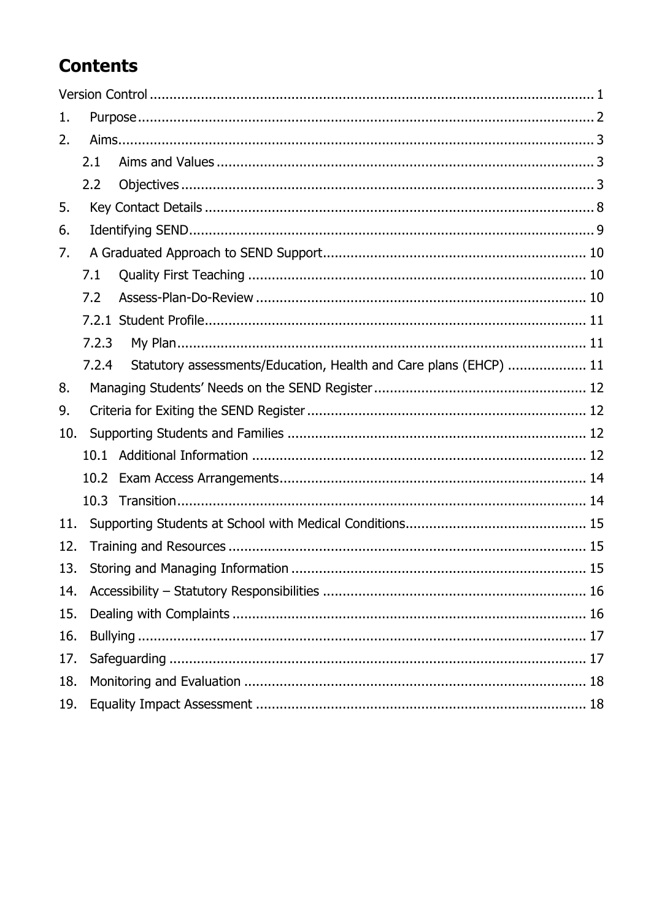# Contents

Version Control ........................................................................................................ 1

1. Purpose ........................................................................................................ 2
2. Aims ........................................................................................................ 3
   - 2.1 Aims and Values ........................................................................................................ 3
   - 2.2 Objectives ........................................................................................................ 3
5. Key Contact Details ........................................................................................................ 8
6. Identifying SEND ........................................................................................................ 9
7. A Graduated Approach to SEND Support ........................................................................................................ 10
   - 7.1 Quality First Teaching ........................................................................................................ 10
   - 7.2 Assess-Plan-Do-Review ........................................................................................................ 10
   - 7.2.1 Student Profile ........................................................................................................ 11
   - 7.2.3 My Plan ........................................................................................................ 11
   - 7.2.4 Statutory assessments/Education, Health and Care plans (EHCP) ........................................................................................................ 11
8. Managing Students' Needs on the SEND Register ........................................................................................................ 12
9. Criteria for Exiting the SEND Register ........................................................................................................ 12
10. Supporting Students and Families ........................................................................................................ 12
    - 10.1 Additional Information ........................................................................................................ 12
    - 10.2 Exam Access Arrangements ........................................................................................................ 14
    - 10.3 Transition ........................................................................................................ 14
11. Supporting Students at School with Medical Conditions ........................................................................................................ 15
12. Training and Resources ........................................................................................................ 15
13. Storing and Managing Information ........................................................................................................ 15
14. Accessibility – Statutory Responsibilities ........................................................................................................ 16
15. Dealing with Complaints ........................................................................................................ 16
16. Bullying ........................................................................................................ 17
17. Safeguarding ........................................................................................................ 17
18. Monitoring and Evaluation ........................................................................................................ 18
19. Equality Impact Assessment ........................................................................................................ 18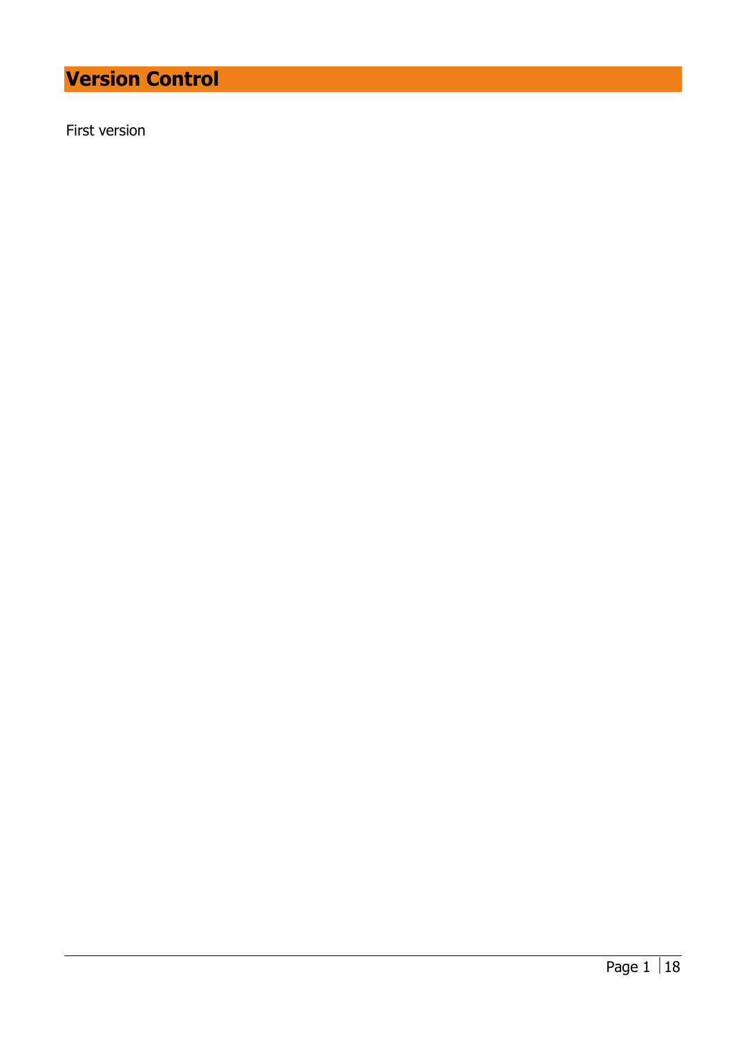# Version Control

First version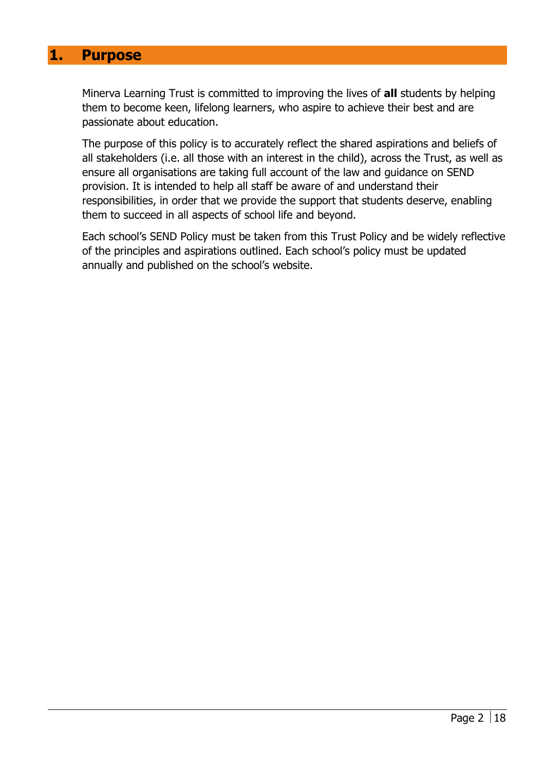# 1. Purpose

Minerva Learning Trust is committed to improving the lives of **all** students by helping them to become keen, lifelong learners, who aspire to achieve their best and are passionate about education.

The purpose of this policy is to accurately reflect the shared aspirations and beliefs of all stakeholders (i.e. all those with an interest in the child), across the Trust, as well as ensure all organisations are taking full account of the law and guidance on SEND provision. It is intended to help all staff be aware of and understand their responsibilities, in order that we provide the support that students deserve, enabling them to succeed in all aspects of school life and beyond.

Each school's SEND Policy must be taken from this Trust Policy and be widely reflective of the principles and aspirations outlined. Each school's policy must be updated annually and published on the school's website.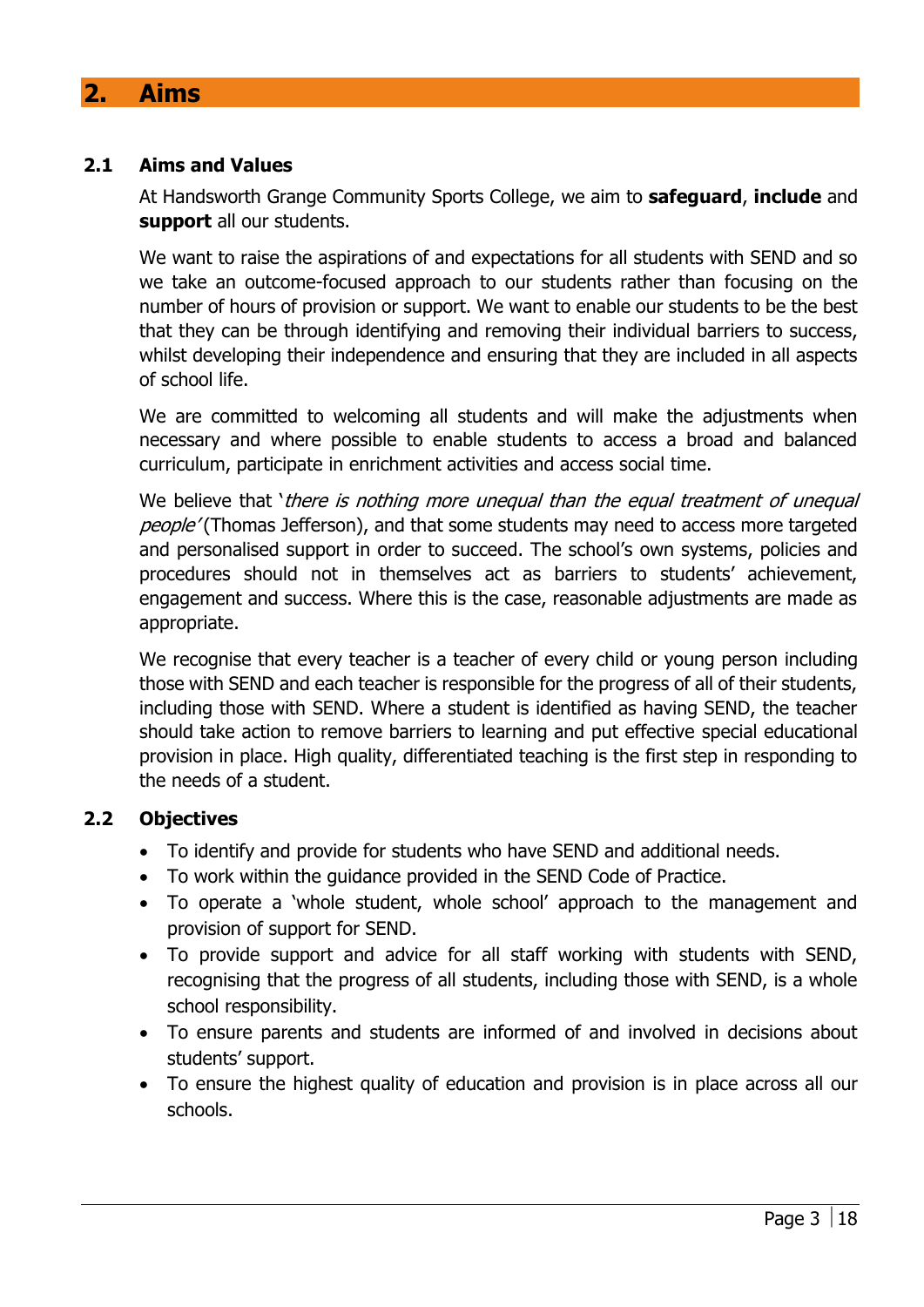## 2. Aims

### 2.1 Aims and Values

At Handsworth Grange Community Sports College, we aim to **safeguard**, **include** and **support** all our students.

We want to raise the aspirations of and expectations for all students with SEND and so we take an outcome-focused approach to our students rather than focusing on the number of hours of provision or support. We want to enable our students to be the best that they can be through identifying and removing their individual barriers to success, whilst developing their independence and ensuring that they are included in all aspects of school life.

We are committed to welcoming all students and will make the adjustments when necessary and where possible to enable students to access a broad and balanced curriculum, participate in enrichment activities and access social time.

We believe that '*there is nothing more unequal than the equal treatment of unequal people*' (Thomas Jefferson), and that some students may need to access more targeted and personalised support in order to succeed. The school's own systems, policies and procedures should not in themselves act as barriers to students' achievement, engagement and success. Where this is the case, reasonable adjustments are made as appropriate.

We recognise that every teacher is a teacher of every child or young person including those with SEND and each teacher is responsible for the progress of all of their students, including those with SEND. Where a student is identified as having SEND, the teacher should take action to remove barriers to learning and put effective special educational provision in place. High quality, differentiated teaching is the first step in responding to the needs of a student.

### 2.2 Objectives

- To identify and provide for students who have SEND and additional needs.
- To work within the guidance provided in the SEND Code of Practice.
- To operate a 'whole student, whole school' approach to the management and provision of support for SEND.
- To provide support and advice for all staff working with students with SEND, recognising that the progress of all students, including those with SEND, is a whole school responsibility.
- To ensure parents and students are informed of and involved in decisions about students' support.
- To ensure the highest quality of education and provision is in place across all our schools.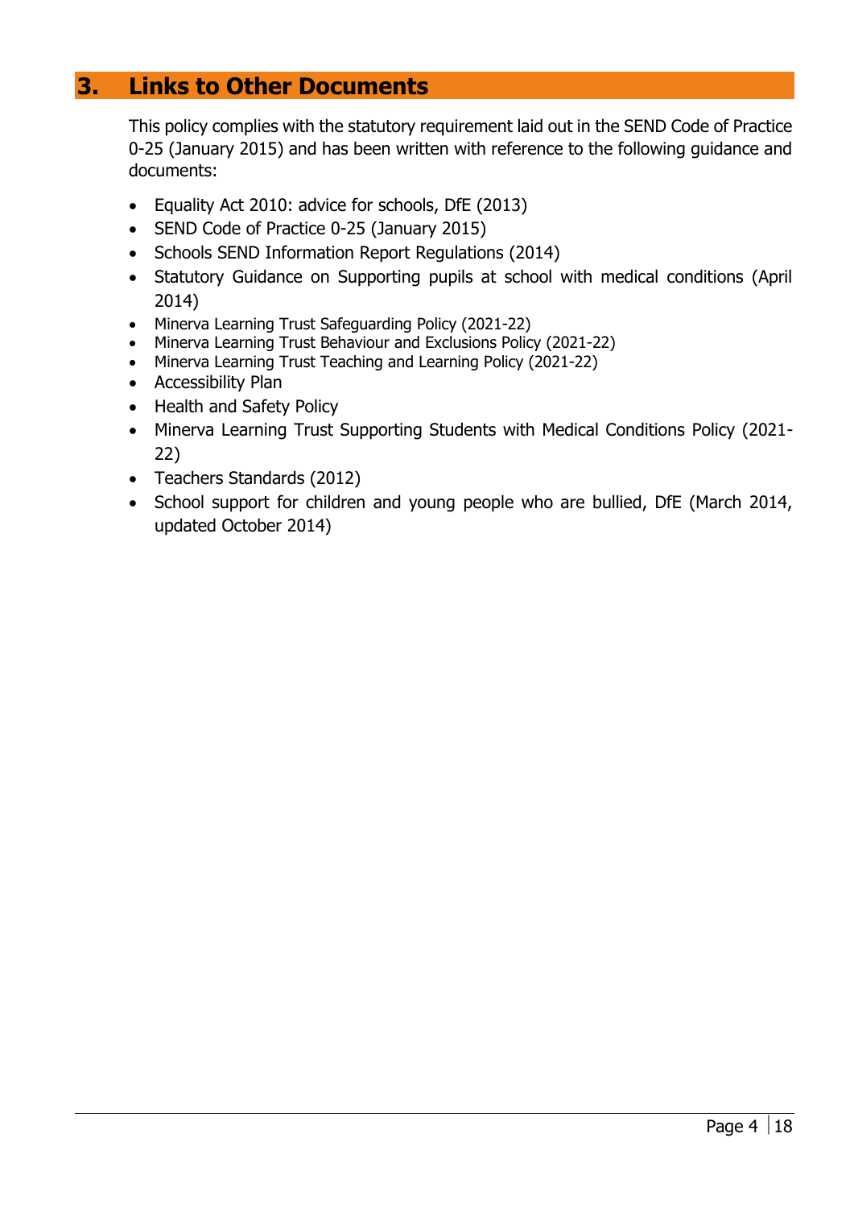## 3. Links to Other Documents

This policy complies with the statutory requirement laid out in the SEND Code of Practice 0-25 (January 2015) and has been written with reference to the following guidance and documents:

- Equality Act 2010: advice for schools, DfE (2013)
- SEND Code of Practice 0-25 (January 2015)
- Schools SEND Information Report Regulations (2014)
- Statutory Guidance on Supporting pupils at school with medical conditions (April 2014)
- Minerva Learning Trust Safeguarding Policy (2021-22)
- Minerva Learning Trust Behaviour and Exclusions Policy (2021-22)
- Minerva Learning Trust Teaching and Learning Policy (2021-22)
- Accessibility Plan
- Health and Safety Policy
- Minerva Learning Trust Supporting Students with Medical Conditions Policy (2021-22)
- Teachers Standards (2012)
- School support for children and young people who are bullied, DfE (March 2014, updated October 2014)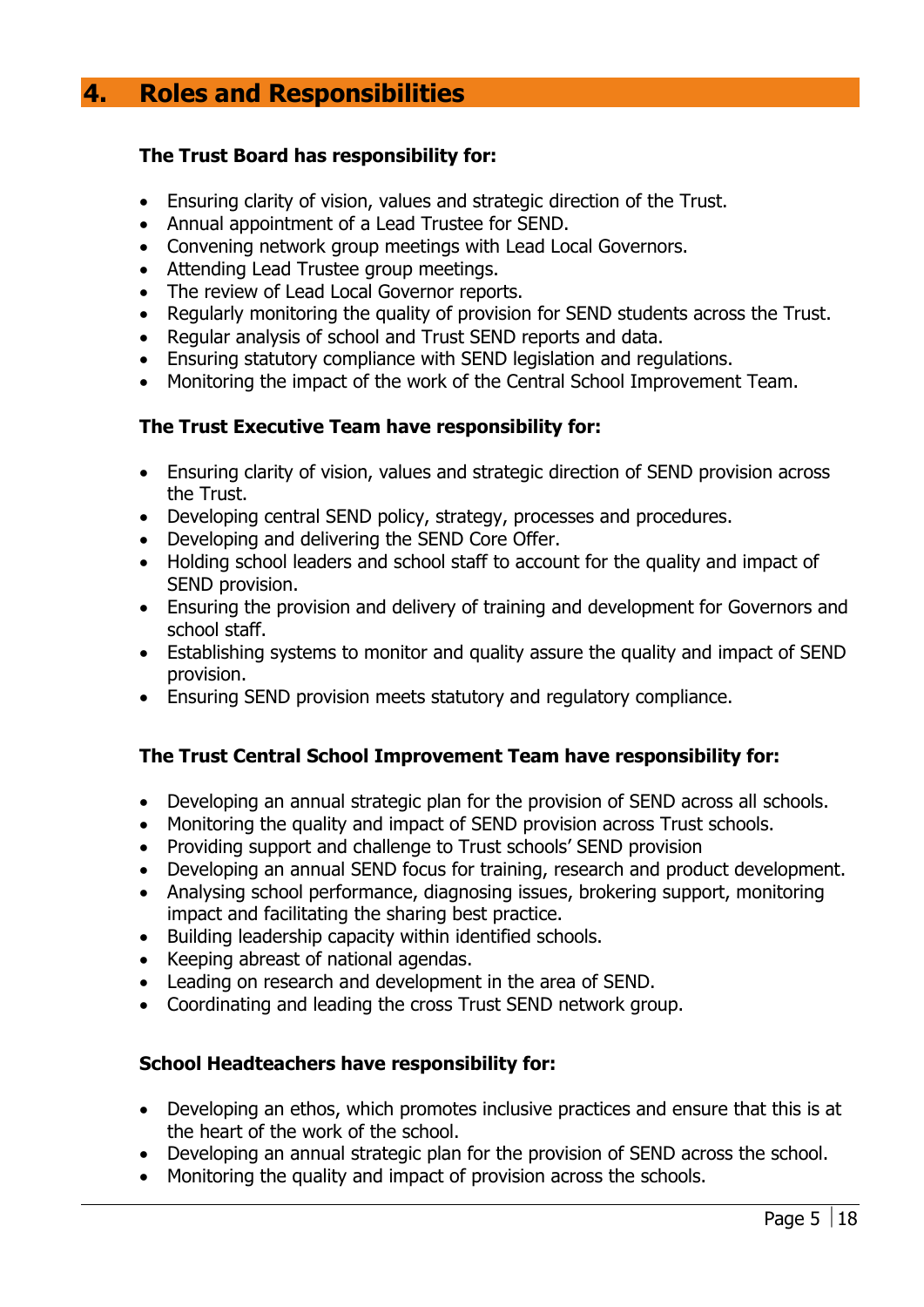# 4. Roles and Responsibilities

**The Trust Board has responsibility for:**

- Ensuring clarity of vision, values and strategic direction of the Trust.
- Annual appointment of a Lead Trustee for SEND.
- Convening network group meetings with Lead Local Governors.
- Attending Lead Trustee group meetings.
- The review of Lead Local Governor reports.
- Regularly monitoring the quality of provision for SEND students across the Trust.
- Regular analysis of school and Trust SEND reports and data.
- Ensuring statutory compliance with SEND legislation and regulations.
- Monitoring the impact of the work of the Central School Improvement Team.

**The Trust Executive Team have responsibility for:**

- Ensuring clarity of vision, values and strategic direction of SEND provision across the Trust.
- Developing central SEND policy, strategy, processes and procedures.
- Developing and delivering the SEND Core Offer.
- Holding school leaders and school staff to account for the quality and impact of SEND provision.
- Ensuring the provision and delivery of training and development for Governors and school staff.
- Establishing systems to monitor and quality assure the quality and impact of SEND provision.
- Ensuring SEND provision meets statutory and regulatory compliance.

**The Trust Central School Improvement Team have responsibility for:**

- Developing an annual strategic plan for the provision of SEND across all schools.
- Monitoring the quality and impact of SEND provision across Trust schools.
- Providing support and challenge to Trust schools' SEND provision
- Developing an annual SEND focus for training, research and product development.
- Analysing school performance, diagnosing issues, brokering support, monitoring impact and facilitating the sharing best practice.
- Building leadership capacity within identified schools.
- Keeping abreast of national agendas.
- Leading on research and development in the area of SEND.
- Coordinating and leading the cross Trust SEND network group.

**School Headteachers have responsibility for:**

- Developing an ethos, which promotes inclusive practices and ensure that this is at the heart of the work of the school.
- Developing an annual strategic plan for the provision of SEND across the school.
- Monitoring the quality and impact of provision across the schools.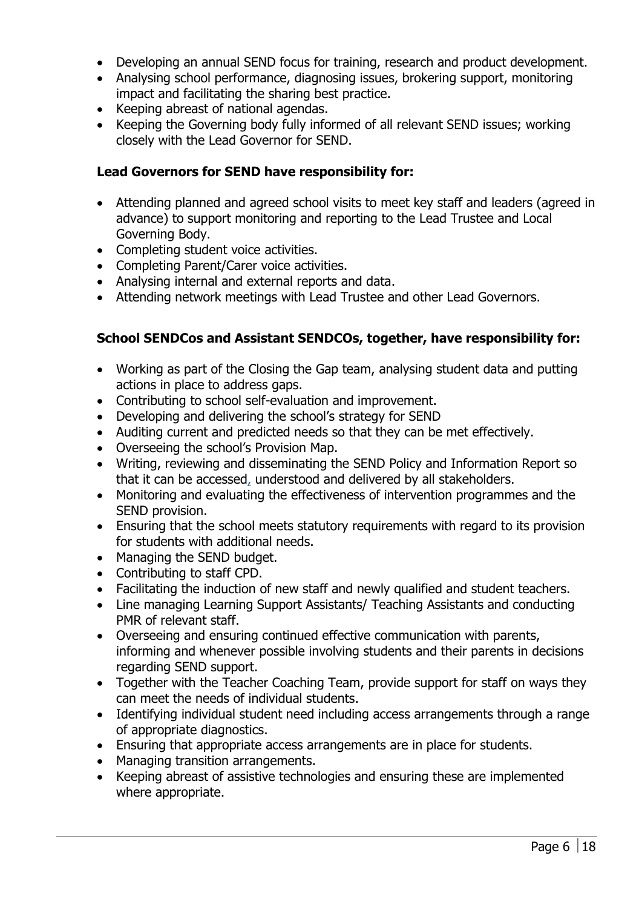- Developing an annual SEND focus for training, research and product development.
- Analysing school performance, diagnosing issues, brokering support, monitoring impact and facilitating the sharing best practice.
- Keeping abreast of national agendas.
- Keeping the Governing body fully informed of all relevant SEND issues; working closely with the Lead Governor for SEND.

**Lead Governors for SEND have responsibility for:**

- Attending planned and agreed school visits to meet key staff and leaders (agreed in advance) to support monitoring and reporting to the Lead Trustee and Local Governing Body.
- Completing student voice activities.
- Completing Parent/Carer voice activities.
- Analysing internal and external reports and data.
- Attending network meetings with Lead Trustee and other Lead Governors.

**School SENDCos and Assistant SENDCOs, together, have responsibility for:**

- Working as part of the Closing the Gap team, analysing student data and putting actions in place to address gaps.
- Contributing to school self-evaluation and improvement.
- Developing and delivering the school's strategy for SEND
- Auditing current and predicted needs so that they can be met effectively.
- Overseeing the school's Provision Map.
- Writing, reviewing and disseminating the SEND Policy and Information Report so that it can be accessed, understood and delivered by all stakeholders.
- Monitoring and evaluating the effectiveness of intervention programmes and the SEND provision.
- Ensuring that the school meets statutory requirements with regard to its provision for students with additional needs.
- Managing the SEND budget.
- Contributing to staff CPD.
- Facilitating the induction of new staff and newly qualified and student teachers.
- Line managing Learning Support Assistants/ Teaching Assistants and conducting PMR of relevant staff.
- Overseeing and ensuring continued effective communication with parents, informing and whenever possible involving students and their parents in decisions regarding SEND support.
- Together with the Teacher Coaching Team, provide support for staff on ways they can meet the needs of individual students.
- Identifying individual student need including access arrangements through a range of appropriate diagnostics.
- Ensuring that appropriate access arrangements are in place for students.
- Managing transition arrangements.
- Keeping abreast of assistive technologies and ensuring these are implemented where appropriate.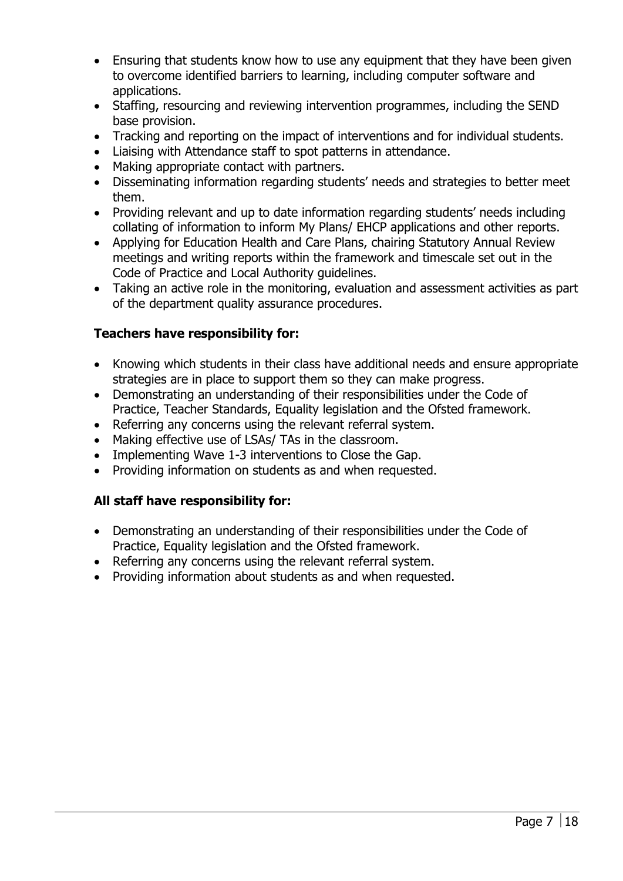- Ensuring that students know how to use any equipment that they have been given to overcome identified barriers to learning, including computer software and applications.
- Staffing, resourcing and reviewing intervention programmes, including the SEND base provision.
- Tracking and reporting on the impact of interventions and for individual students.
- Liaising with Attendance staff to spot patterns in attendance.
- Making appropriate contact with partners.
- Disseminating information regarding students' needs and strategies to better meet them.
- Providing relevant and up to date information regarding students' needs including collating of information to inform My Plans/ EHCP applications and other reports.
- Applying for Education Health and Care Plans, chairing Statutory Annual Review meetings and writing reports within the framework and timescale set out in the Code of Practice and Local Authority guidelines.
- Taking an active role in the monitoring, evaluation and assessment activities as part of the department quality assurance procedures.

**Teachers have responsibility for:**

- Knowing which students in their class have additional needs and ensure appropriate strategies are in place to support them so they can make progress.
- Demonstrating an understanding of their responsibilities under the Code of Practice, Teacher Standards, Equality legislation and the Ofsted framework.
- Referring any concerns using the relevant referral system.
- Making effective use of LSAs/ TAs in the classroom.
- Implementing Wave 1-3 interventions to Close the Gap.
- Providing information on students as and when requested.

**All staff have responsibility for:**

- Demonstrating an understanding of their responsibilities under the Code of Practice, Equality legislation and the Ofsted framework.
- Referring any concerns using the relevant referral system.
- Providing information about students as and when requested.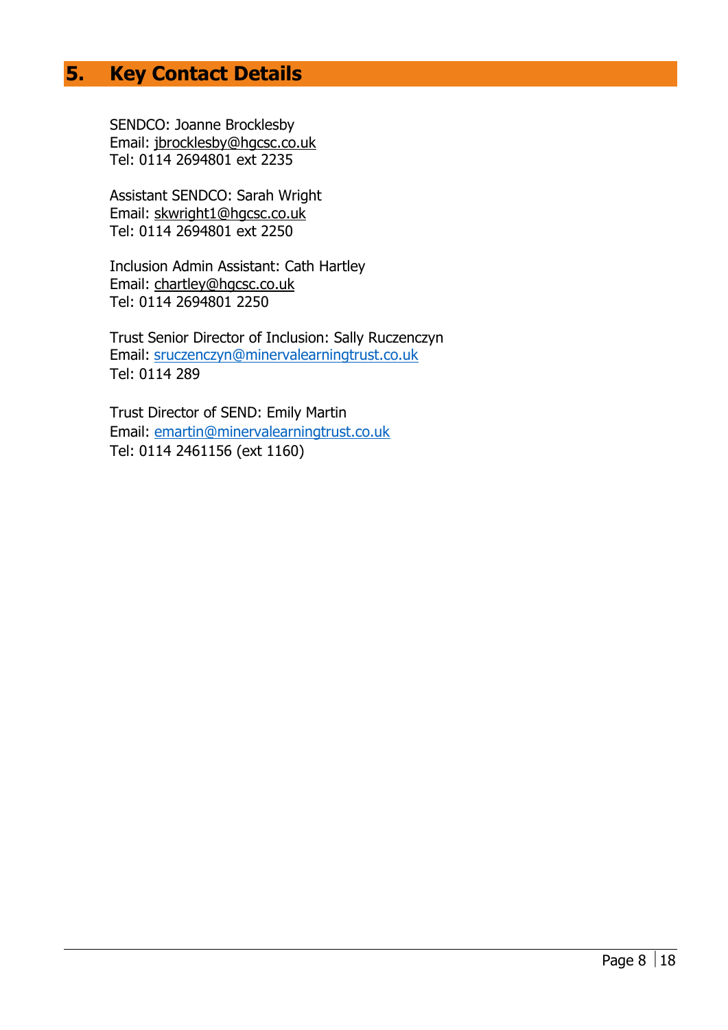## 5. Key Contact Details

SENDCO: Joanne Brocklesby
Email: jbrocklesby@hgcsc.co.uk
Tel: 0114 2694801 ext 2235

Assistant SENDCO: Sarah Wright
Email: skwright1@hgcsc.co.uk
Tel: 0114 2694801 ext 2250

Inclusion Admin Assistant: Cath Hartley
Email: chartley@hgcsc.co.uk
Tel: 0114 2694801 2250

Trust Senior Director of Inclusion: Sally Ruczenczyn
Email: sruczenczyn@minervalearningtrust.co.uk
Tel: 0114 289

Trust Director of SEND: Emily Martin
Email: emartin@minervalearningtrust.co.uk
Tel: 0114 2461156 (ext 1160)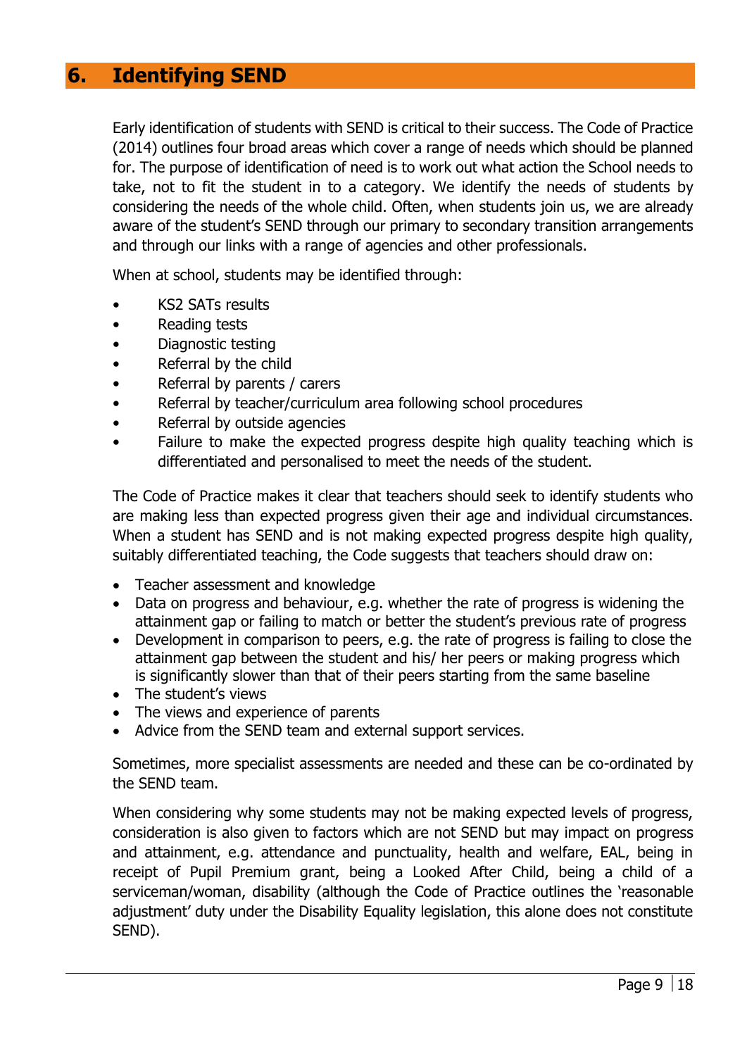## 6. Identifying SEND

Early identification of students with SEND is critical to their success. The Code of Practice (2014) outlines four broad areas which cover a range of needs which should be planned for. The purpose of identification of need is to work out what action the School needs to take, not to fit the student in to a category. We identify the needs of students by considering the needs of the whole child. Often, when students join us, we are already aware of the student's SEND through our primary to secondary transition arrangements and through our links with a range of agencies and other professionals.

When at school, students may be identified through:

- KS2 SATs results
- Reading tests
- Diagnostic testing
- Referral by the child
- Referral by parents / carers
- Referral by teacher/curriculum area following school procedures
- Referral by outside agencies
- Failure to make the expected progress despite high quality teaching which is differentiated and personalised to meet the needs of the student.

The Code of Practice makes it clear that teachers should seek to identify students who are making less than expected progress given their age and individual circumstances. When a student has SEND and is not making expected progress despite high quality, suitably differentiated teaching, the Code suggests that teachers should draw on:

- Teacher assessment and knowledge
- Data on progress and behaviour, e.g. whether the rate of progress is widening the attainment gap or failing to match or better the student's previous rate of progress
- Development in comparison to peers, e.g. the rate of progress is failing to close the attainment gap between the student and his/ her peers or making progress which is significantly slower than that of their peers starting from the same baseline
- The student's views
- The views and experience of parents
- Advice from the SEND team and external support services.

Sometimes, more specialist assessments are needed and these can be co-ordinated by the SEND team.

When considering why some students may not be making expected levels of progress, consideration is also given to factors which are not SEND but may impact on progress and attainment, e.g. attendance and punctuality, health and welfare, EAL, being in receipt of Pupil Premium grant, being a Looked After Child, being a child of a serviceman/woman, disability (although the Code of Practice outlines the 'reasonable adjustment' duty under the Disability Equality legislation, this alone does not constitute SEND).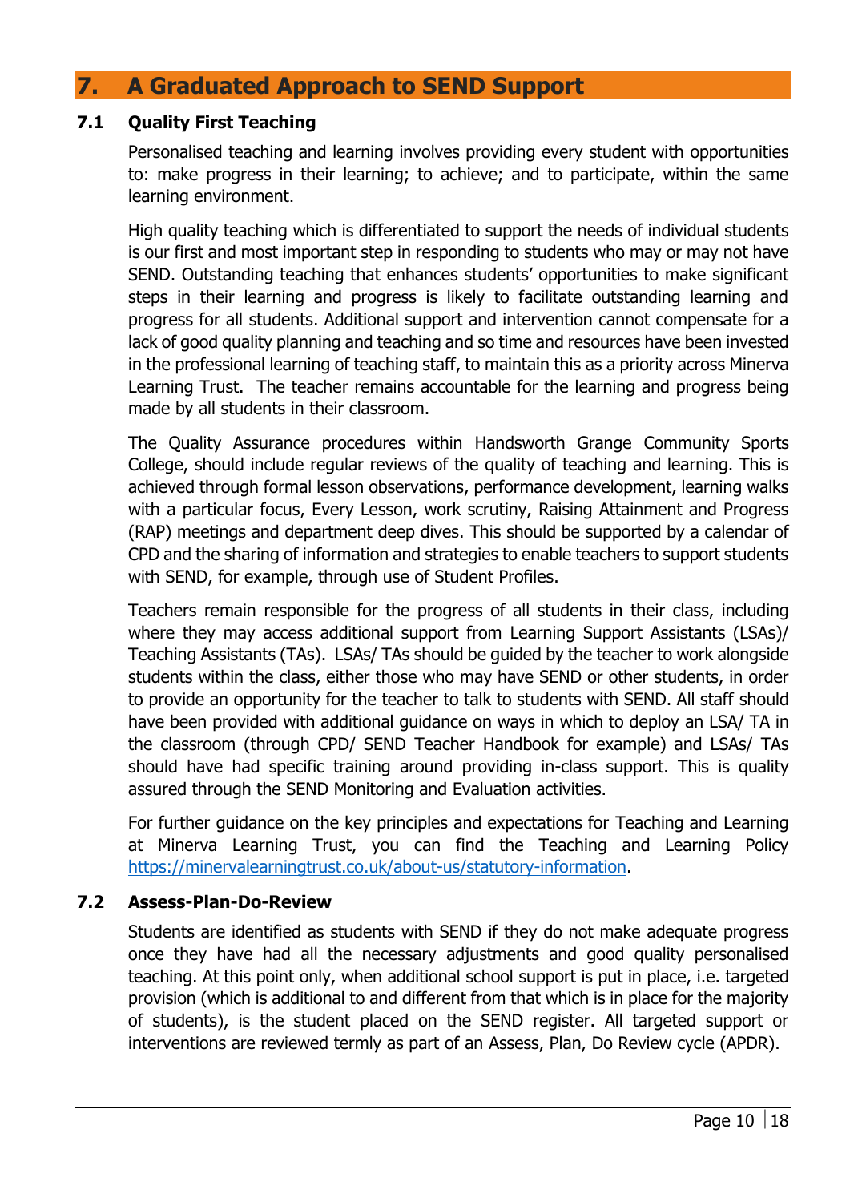## 7. A Graduated Approach to SEND Support

### 7.1 Quality First Teaching

Personalised teaching and learning involves providing every student with opportunities to: make progress in their learning; to achieve; and to participate, within the same learning environment.

High quality teaching which is differentiated to support the needs of individual students is our first and most important step in responding to students who may or may not have SEND. Outstanding teaching that enhances students' opportunities to make significant steps in their learning and progress is likely to facilitate outstanding learning and progress for all students. Additional support and intervention cannot compensate for a lack of good quality planning and teaching and so time and resources have been invested in the professional learning of teaching staff, to maintain this as a priority across Minerva Learning Trust. The teacher remains accountable for the learning and progress being made by all students in their classroom.

The Quality Assurance procedures within Handsworth Grange Community Sports College, should include regular reviews of the quality of teaching and learning. This is achieved through formal lesson observations, performance development, learning walks with a particular focus, Every Lesson, work scrutiny, Raising Attainment and Progress (RAP) meetings and department deep dives. This should be supported by a calendar of CPD and the sharing of information and strategies to enable teachers to support students with SEND, for example, through use of Student Profiles.

Teachers remain responsible for the progress of all students in their class, including where they may access additional support from Learning Support Assistants (LSAs)/ Teaching Assistants (TAs). LSAs/ TAs should be guided by the teacher to work alongside students within the class, either those who may have SEND or other students, in order to provide an opportunity for the teacher to talk to students with SEND. All staff should have been provided with additional guidance on ways in which to deploy an LSA/ TA in the classroom (through CPD/ SEND Teacher Handbook for example) and LSAs/ TAs should have had specific training around providing in-class support. This is quality assured through the SEND Monitoring and Evaluation activities.

For further guidance on the key principles and expectations for Teaching and Learning at Minerva Learning Trust, you can find the Teaching and Learning Policy https://minervalearningtrust.co.uk/about-us/statutory-information.

### 7.2 Assess-Plan-Do-Review

Students are identified as students with SEND if they do not make adequate progress once they have had all the necessary adjustments and good quality personalised teaching. At this point only, when additional school support is put in place, i.e. targeted provision (which is additional to and different from that which is in place for the majority of students), is the student placed on the SEND register. All targeted support or interventions are reviewed termly as part of an Assess, Plan, Do Review cycle (APDR).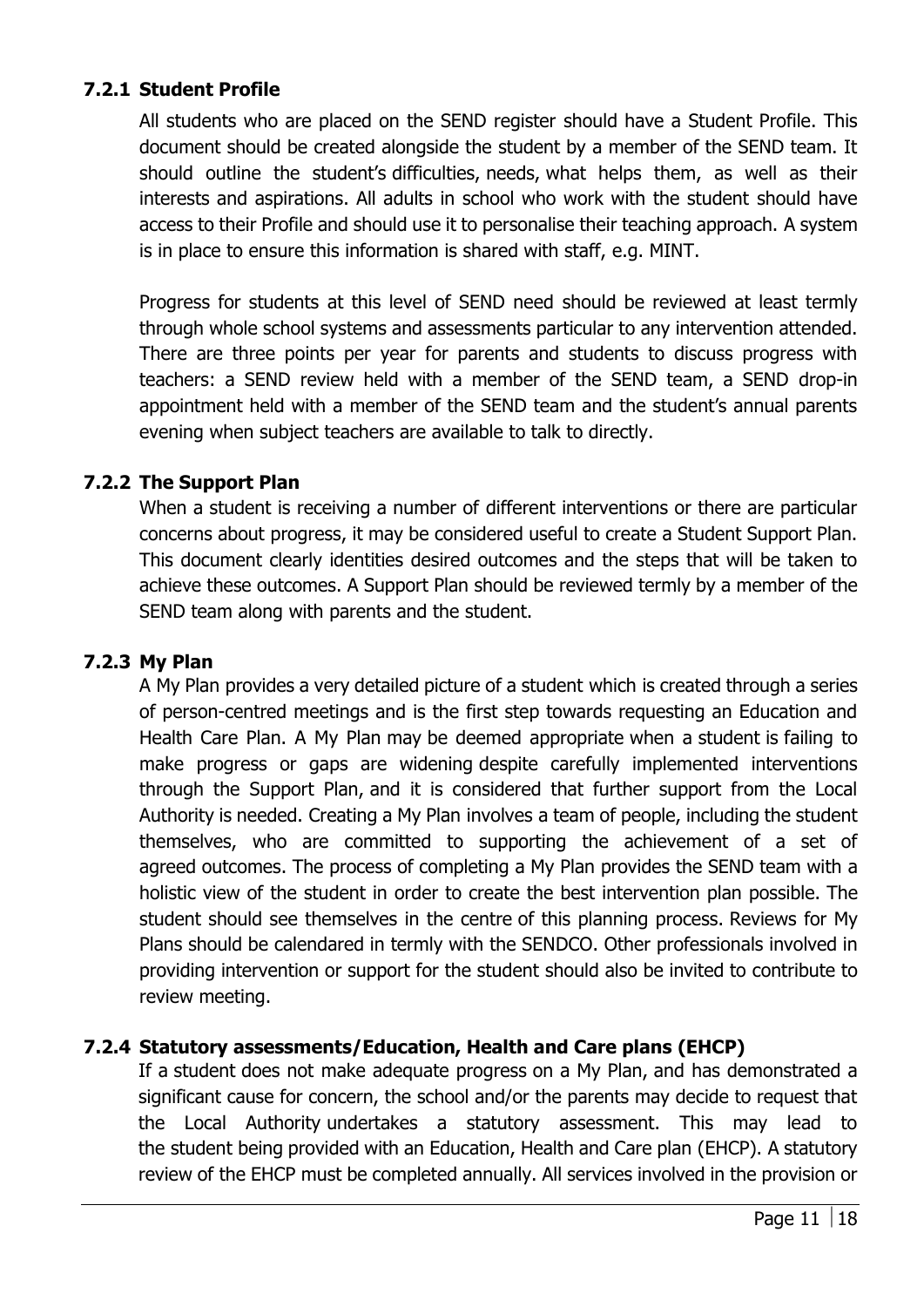### 7.2.1 Student Profile

All students who are placed on the SEND register should have a Student Profile. This document should be created alongside the student by a member of the SEND team. It should outline the student's difficulties, needs, what helps them, as well as their interests and aspirations. All adults in school who work with the student should have access to their Profile and should use it to personalise their teaching approach. A system is in place to ensure this information is shared with staff, e.g. MINT.

Progress for students at this level of SEND need should be reviewed at least termly through whole school systems and assessments particular to any intervention attended. There are three points per year for parents and students to discuss progress with teachers: a SEND review held with a member of the SEND team, a SEND drop-in appointment held with a member of the SEND team and the student's annual parents evening when subject teachers are available to talk to directly.

### 7.2.2 The Support Plan

When a student is receiving a number of different interventions or there are particular concerns about progress, it may be considered useful to create a Student Support Plan. This document clearly identities desired outcomes and the steps that will be taken to achieve these outcomes. A Support Plan should be reviewed termly by a member of the SEND team along with parents and the student.

### 7.2.3 My Plan

A My Plan provides a very detailed picture of a student which is created through a series of person-centred meetings and is the first step towards requesting an Education and Health Care Plan. A My Plan may be deemed appropriate when a student is failing to make progress or gaps are widening despite carefully implemented interventions through the Support Plan, and it is considered that further support from the Local Authority is needed. Creating a My Plan involves a team of people, including the student themselves, who are committed to supporting the achievement of a set of agreed outcomes. The process of completing a My Plan provides the SEND team with a holistic view of the student in order to create the best intervention plan possible. The student should see themselves in the centre of this planning process. Reviews for My Plans should be calendared in termly with the SENDCO. Other professionals involved in providing intervention or support for the student should also be invited to contribute to review meeting.

### 7.2.4 Statutory assessments/Education, Health and Care plans (EHCP)

If a student does not make adequate progress on a My Plan, and has demonstrated a significant cause for concern, the school and/or the parents may decide to request that the Local Authority undertakes a statutory assessment. This may lead to the student being provided with an Education, Health and Care plan (EHCP). A statutory review of the EHCP must be completed annually. All services involved in the provision or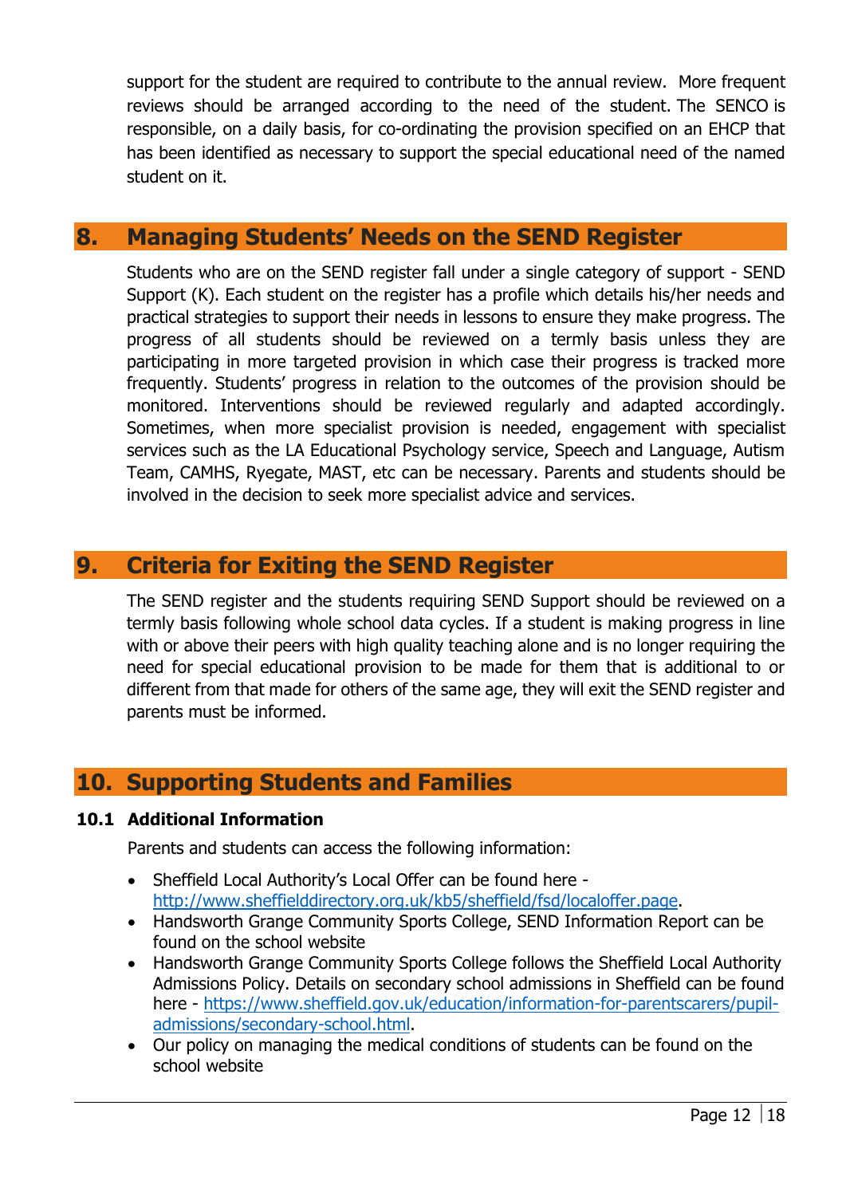support for the student are required to contribute to the annual review. More frequent reviews should be arranged according to the need of the student. The SENCO is responsible, on a daily basis, for co-ordinating the provision specified on an EHCP that has been identified as necessary to support the special educational need of the named student on it.

## 8. Managing Students' Needs on the SEND Register

Students who are on the SEND register fall under a single category of support - SEND Support (K). Each student on the register has a profile which details his/her needs and practical strategies to support their needs in lessons to ensure they make progress. The progress of all students should be reviewed on a termly basis unless they are participating in more targeted provision in which case their progress is tracked more frequently. Students' progress in relation to the outcomes of the provision should be monitored. Interventions should be reviewed regularly and adapted accordingly. Sometimes, when more specialist provision is needed, engagement with specialist services such as the LA Educational Psychology service, Speech and Language, Autism Team, CAMHS, Ryegate, MAST, etc can be necessary. Parents and students should be involved in the decision to seek more specialist advice and services.

## 9. Criteria for Exiting the SEND Register

The SEND register and the students requiring SEND Support should be reviewed on a termly basis following whole school data cycles. If a student is making progress in line with or above their peers with high quality teaching alone and is no longer requiring the need for special educational provision to be made for them that is additional to or different from that made for others of the same age, they will exit the SEND register and parents must be informed.

## 10. Supporting Students and Families

### 10.1 Additional Information

Parents and students can access the following information:

- Sheffield Local Authority's Local Offer can be found here - http://www.sheffielddirectory.org.uk/kb5/sheffield/fsd/localoffer.page.
- Handsworth Grange Community Sports College, SEND Information Report can be found on the school website
- Handsworth Grange Community Sports College follows the Sheffield Local Authority Admissions Policy. Details on secondary school admissions in Sheffield can be found here - https://www.sheffield.gov.uk/education/information-for-parentscarers/pupil-admissions/secondary-school.html.
- Our policy on managing the medical conditions of students can be found on the school website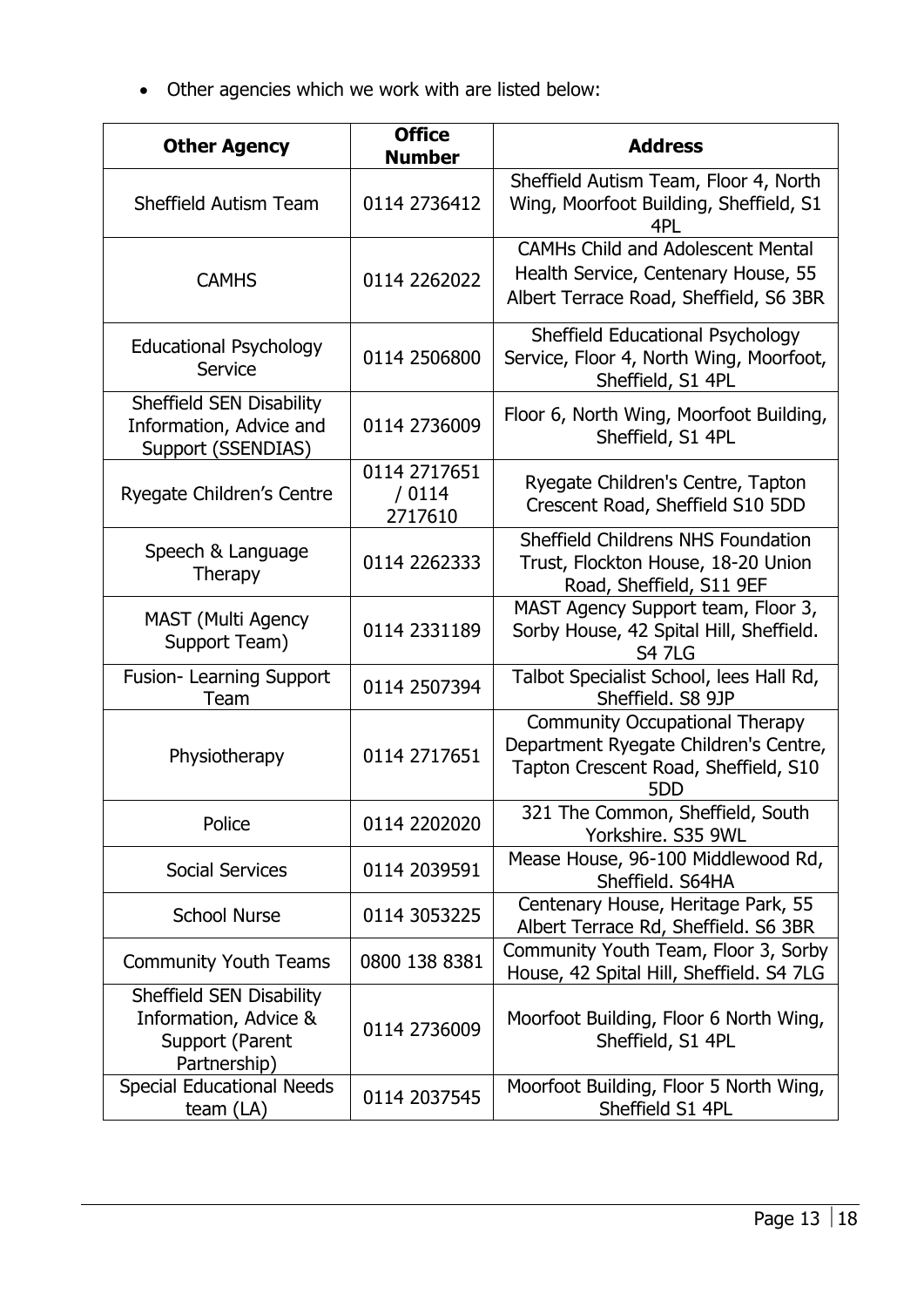- Other agencies which we work with are listed below:

| Other Agency | Office Number | Address |
|---|---|---|
| Sheffield Autism Team | 0114 2736412 | Sheffield Autism Team, Floor 4, North Wing, Moorfoot Building, Sheffield, S1 4PL |
| CAMHS | 0114 2262022 | CAMHs Child and Adolescent Mental Health Service, Centenary House, 55 Albert Terrace Road, Sheffield, S6 3BR |
| Educational Psychology Service | 0114 2506800 | Sheffield Educational Psychology Service, Floor 4, North Wing, Moorfoot, Sheffield, S1 4PL |
| Sheffield SEN Disability Information, Advice and Support (SSENDIAS) | 0114 2736009 | Floor 6, North Wing, Moorfoot Building, Sheffield, S1 4PL |
| Ryegate Children's Centre | 0114 2717651 / 0114 2717610 | Ryegate Children's Centre, Tapton Crescent Road, Sheffield S10 5DD |
| Speech & Language Therapy | 0114 2262333 | Sheffield Childrens NHS Foundation Trust, Flockton House, 18-20 Union Road, Sheffield, S11 9EF |
| MAST (Multi Agency Support Team) | 0114 2331189 | MAST Agency Support team, Floor 3, Sorby House, 42 Spital Hill, Sheffield. S4 7LG |
| Fusion- Learning Support Team | 0114 2507394 | Talbot Specialist School, lees Hall Rd, Sheffield. S8 9JP |
| Physiotherapy | 0114 2717651 | Community Occupational Therapy Department Ryegate Children's Centre, Tapton Crescent Road, Sheffield, S10 5DD |
| Police | 0114 2202020 | 321 The Common, Sheffield, South Yorkshire. S35 9WL |
| Social Services | 0114 2039591 | Mease House, 96-100 Middlewood Rd, Sheffield. S64HA |
| School Nurse | 0114 3053225 | Centenary House, Heritage Park, 55 Albert Terrace Rd, Sheffield. S6 3BR |
| Community Youth Teams | 0800 138 8381 | Community Youth Team, Floor 3, Sorby House, 42 Spital Hill, Sheffield. S4 7LG |
| Sheffield SEN Disability Information, Advice & Support (Parent Partnership) | 0114 2736009 | Moorfoot Building, Floor 6 North Wing, Sheffield, S1 4PL |
| Special Educational Needs team (LA) | 0114 2037545 | Moorfoot Building, Floor 5 North Wing, Sheffield S1 4PL |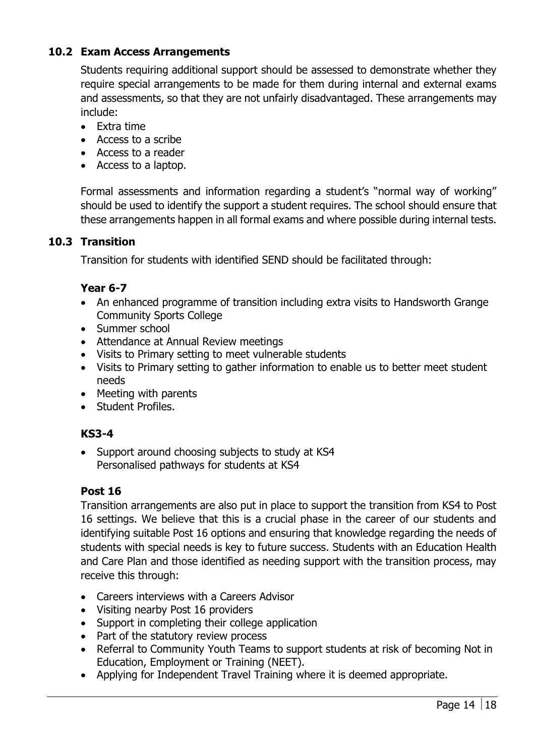## 10.2 Exam Access Arrangements

Students requiring additional support should be assessed to demonstrate whether they require special arrangements to be made for them during internal and external exams and assessments, so that they are not unfairly disadvantaged. These arrangements may include:

- Extra time
- Access to a scribe
- Access to a reader
- Access to a laptop.

Formal assessments and information regarding a student's "normal way of working" should be used to identify the support a student requires. The school should ensure that these arrangements happen in all formal exams and where possible during internal tests.

## 10.3 Transition

Transition for students with identified SEND should be facilitated through:

### Year 6-7

- An enhanced programme of transition including extra visits to Handsworth Grange Community Sports College
- Summer school
- Attendance at Annual Review meetings
- Visits to Primary setting to meet vulnerable students
- Visits to Primary setting to gather information to enable us to better meet student needs
- Meeting with parents
- Student Profiles.

### KS3-4

- Support around choosing subjects to study at KS4
  Personalised pathways for students at KS4

### Post 16

Transition arrangements are also put in place to support the transition from KS4 to Post 16 settings. We believe that this is a crucial phase in the career of our students and identifying suitable Post 16 options and ensuring that knowledge regarding the needs of students with special needs is key to future success. Students with an Education Health and Care Plan and those identified as needing support with the transition process, may receive this through:

- Careers interviews with a Careers Advisor
- Visiting nearby Post 16 providers
- Support in completing their college application
- Part of the statutory review process
- Referral to Community Youth Teams to support students at risk of becoming Not in Education, Employment or Training (NEET).
- Applying for Independent Travel Training where it is deemed appropriate.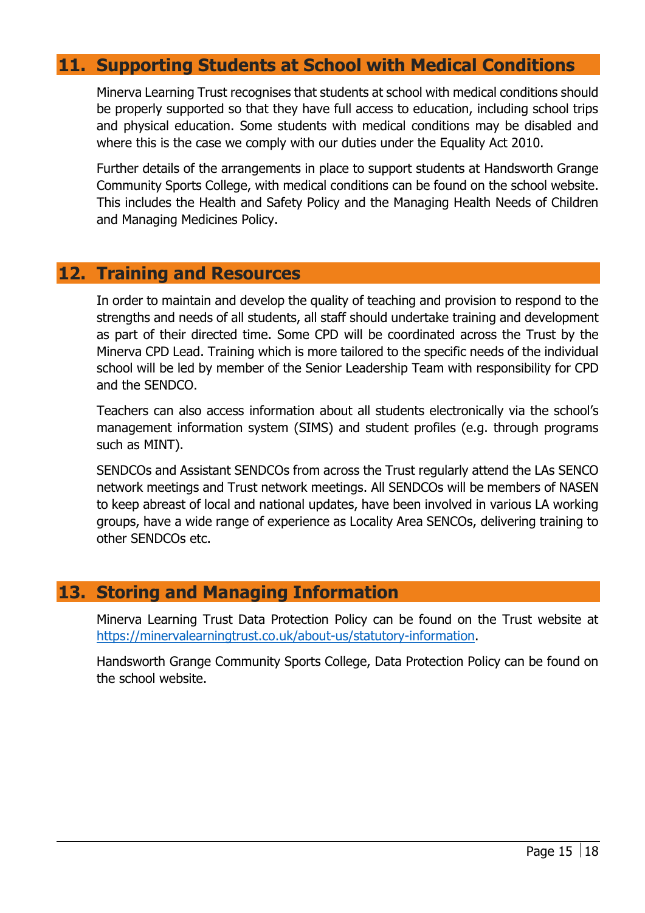## 11. Supporting Students at School with Medical Conditions

Minerva Learning Trust recognises that students at school with medical conditions should be properly supported so that they have full access to education, including school trips and physical education. Some students with medical conditions may be disabled and where this is the case we comply with our duties under the Equality Act 2010.

Further details of the arrangements in place to support students at Handsworth Grange Community Sports College, with medical conditions can be found on the school website. This includes the Health and Safety Policy and the Managing Health Needs of Children and Managing Medicines Policy.

## 12. Training and Resources

In order to maintain and develop the quality of teaching and provision to respond to the strengths and needs of all students, all staff should undertake training and development as part of their directed time. Some CPD will be coordinated across the Trust by the Minerva CPD Lead. Training which is more tailored to the specific needs of the individual school will be led by member of the Senior Leadership Team with responsibility for CPD and the SENDCO.

Teachers can also access information about all students electronically via the school's management information system (SIMS) and student profiles (e.g. through programs such as MINT).

SENDCOs and Assistant SENDCOs from across the Trust regularly attend the LAs SENCO network meetings and Trust network meetings. All SENDCOs will be members of NASEN to keep abreast of local and national updates, have been involved in various LA working groups, have a wide range of experience as Locality Area SENCOs, delivering training to other SENDCOs etc.

## 13. Storing and Managing Information

Minerva Learning Trust Data Protection Policy can be found on the Trust website at https://minervalearningtrust.co.uk/about-us/statutory-information.

Handsworth Grange Community Sports College, Data Protection Policy can be found on the school website.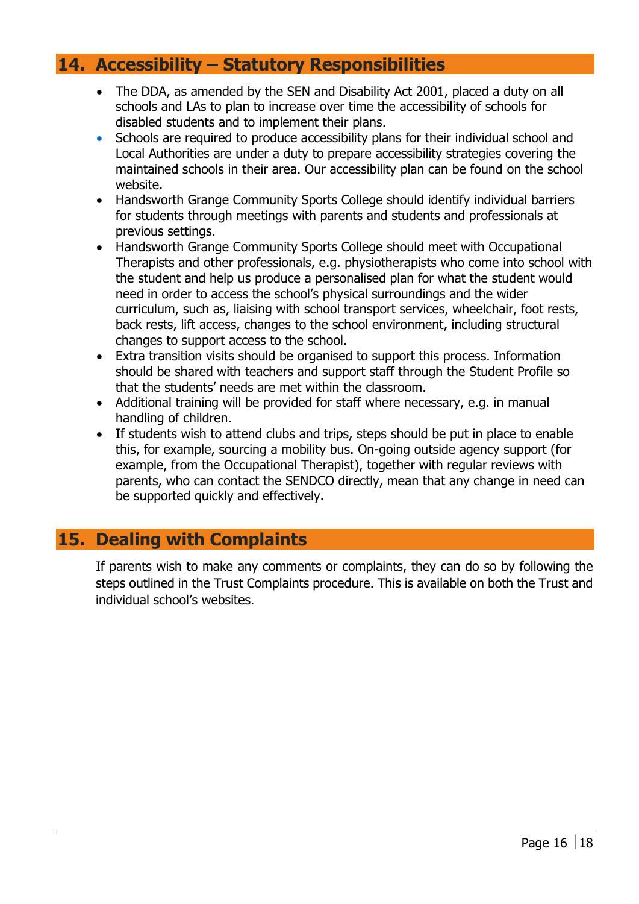## 14. Accessibility – Statutory Responsibilities

- The DDA, as amended by the SEN and Disability Act 2001, placed a duty on all schools and LAs to plan to increase over time the accessibility of schools for disabled students and to implement their plans.
- Schools are required to produce accessibility plans for their individual school and Local Authorities are under a duty to prepare accessibility strategies covering the maintained schools in their area. Our accessibility plan can be found on the school website.
- Handsworth Grange Community Sports College should identify individual barriers for students through meetings with parents and students and professionals at previous settings.
- Handsworth Grange Community Sports College should meet with Occupational Therapists and other professionals, e.g. physiotherapists who come into school with the student and help us produce a personalised plan for what the student would need in order to access the school's physical surroundings and the wider curriculum, such as, liaising with school transport services, wheelchair, foot rests, back rests, lift access, changes to the school environment, including structural changes to support access to the school.
- Extra transition visits should be organised to support this process. Information should be shared with teachers and support staff through the Student Profile so that the students' needs are met within the classroom.
- Additional training will be provided for staff where necessary, e.g. in manual handling of children.
- If students wish to attend clubs and trips, steps should be put in place to enable this, for example, sourcing a mobility bus. On-going outside agency support (for example, from the Occupational Therapist), together with regular reviews with parents, who can contact the SENDCO directly, mean that any change in need can be supported quickly and effectively.

## 15. Dealing with Complaints

If parents wish to make any comments or complaints, they can do so by following the steps outlined in the Trust Complaints procedure. This is available on both the Trust and individual school's websites.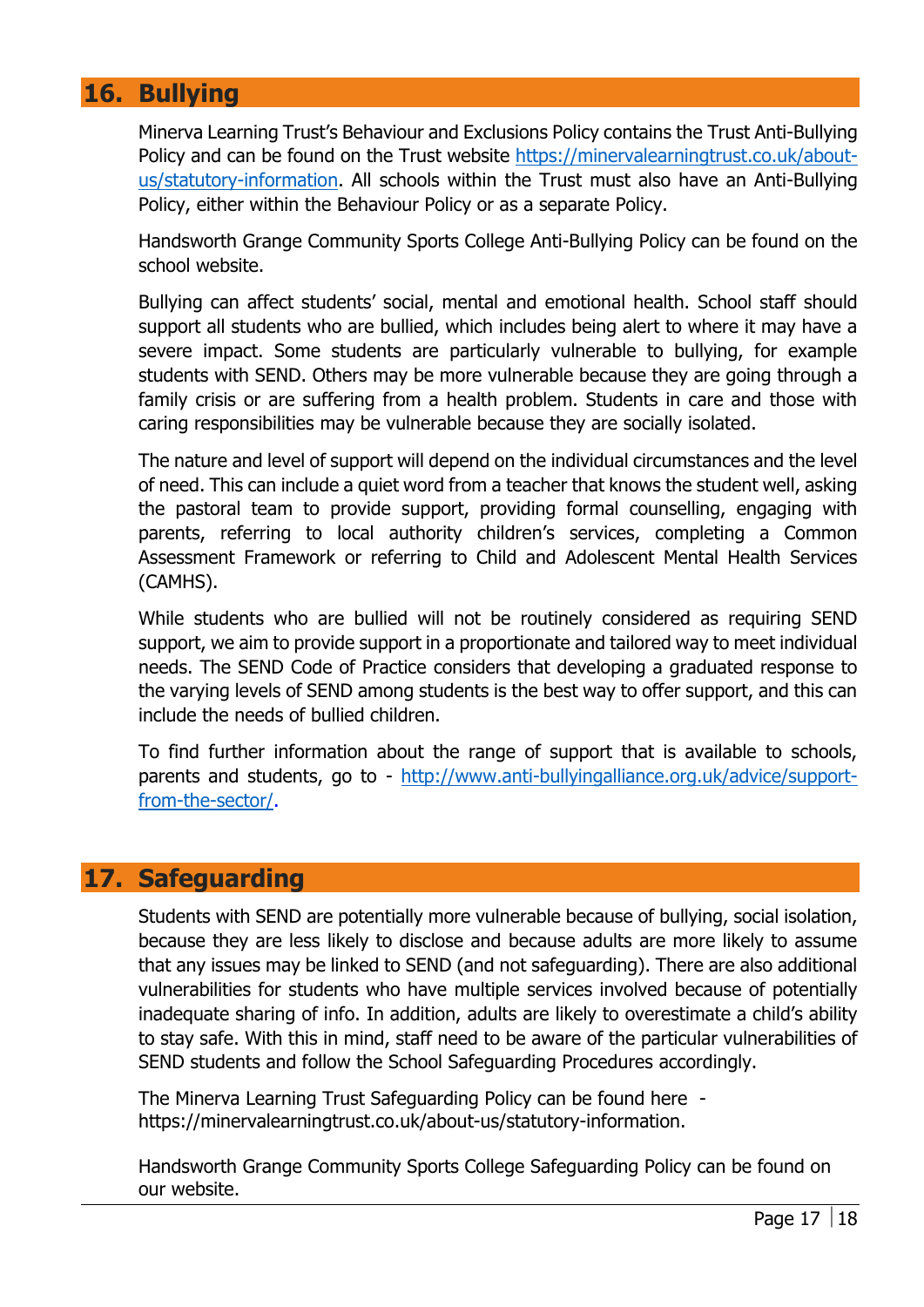## 16. Bullying

Minerva Learning Trust's Behaviour and Exclusions Policy contains the Trust Anti-Bullying Policy and can be found on the Trust website [https://minervalearningtrust.co.uk/about-us/statutory-information](https://minervalearningtrust.co.uk/about-us/statutory-information). All schools within the Trust must also have an Anti-Bullying Policy, either within the Behaviour Policy or as a separate Policy.

Handsworth Grange Community Sports College Anti-Bullying Policy can be found on the school website.

Bullying can affect students' social, mental and emotional health. School staff should support all students who are bullied, which includes being alert to where it may have a severe impact. Some students are particularly vulnerable to bullying, for example students with SEND. Others may be more vulnerable because they are going through a family crisis or are suffering from a health problem. Students in care and those with caring responsibilities may be vulnerable because they are socially isolated.

The nature and level of support will depend on the individual circumstances and the level of need. This can include a quiet word from a teacher that knows the student well, asking the pastoral team to provide support, providing formal counselling, engaging with parents, referring to local authority children's services, completing a Common Assessment Framework or referring to Child and Adolescent Mental Health Services (CAMHS).

While students who are bullied will not be routinely considered as requiring SEND support, we aim to provide support in a proportionate and tailored way to meet individual needs. The SEND Code of Practice considers that developing a graduated response to the varying levels of SEND among students is the best way to offer support, and this can include the needs of bullied children.

To find further information about the range of support that is available to schools, parents and students, go to - [http://www.anti-bullyingalliance.org.uk/advice/support-from-the-sector/](http://www.anti-bullyingalliance.org.uk/advice/support-from-the-sector/).

## 17. Safeguarding

Students with SEND are potentially more vulnerable because of bullying, social isolation, because they are less likely to disclose and because adults are more likely to assume that any issues may be linked to SEND (and not safeguarding). There are also additional vulnerabilities for students who have multiple services involved because of potentially inadequate sharing of info. In addition, adults are likely to overestimate a child's ability to stay safe. With this in mind, staff need to be aware of the particular vulnerabilities of SEND students and follow the School Safeguarding Procedures accordingly.

The Minerva Learning Trust Safeguarding Policy can be found here - https://minervalearningtrust.co.uk/about-us/statutory-information.

Handsworth Grange Community Sports College Safeguarding Policy can be found on our website.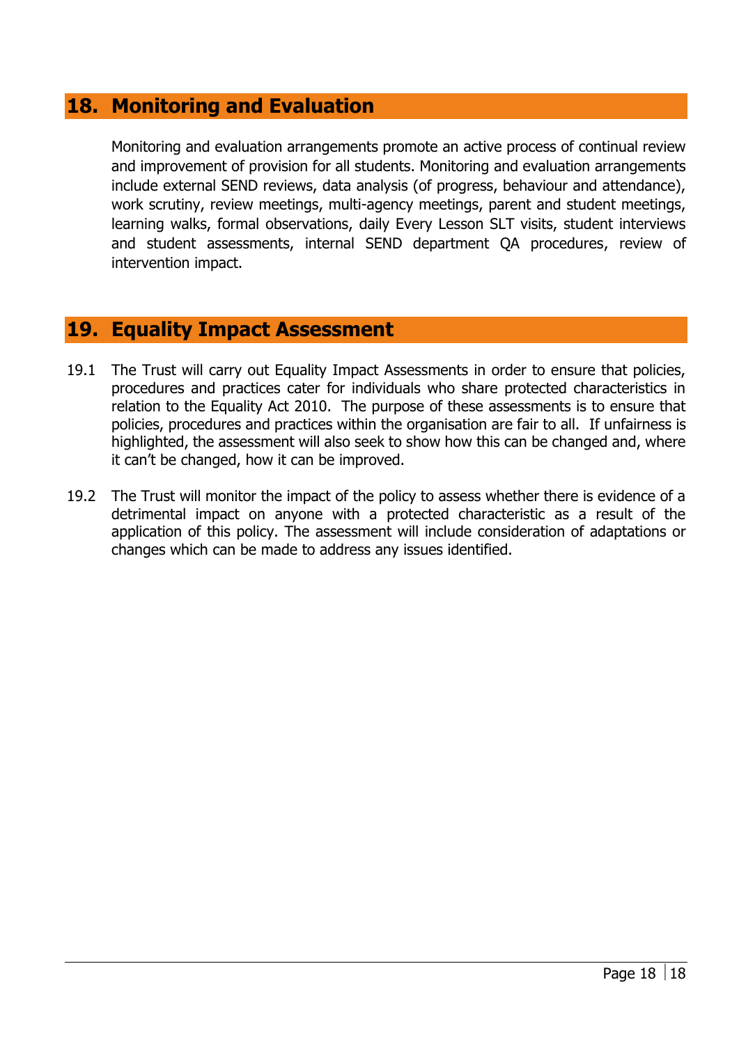## 18. Monitoring and Evaluation

Monitoring and evaluation arrangements promote an active process of continual review and improvement of provision for all students. Monitoring and evaluation arrangements include external SEND reviews, data analysis (of progress, behaviour and attendance), work scrutiny, review meetings, multi-agency meetings, parent and student meetings, learning walks, formal observations, daily Every Lesson SLT visits, student interviews and student assessments, internal SEND department QA procedures, review of intervention impact.

## 19. Equality Impact Assessment

19.1 The Trust will carry out Equality Impact Assessments in order to ensure that policies, procedures and practices cater for individuals who share protected characteristics in relation to the Equality Act 2010. The purpose of these assessments is to ensure that policies, procedures and practices within the organisation are fair to all. If unfairness is highlighted, the assessment will also seek to show how this can be changed and, where it can't be changed, how it can be improved.

19.2 The Trust will monitor the impact of the policy to assess whether there is evidence of a detrimental impact on anyone with a protected characteristic as a result of the application of this policy. The assessment will include consideration of adaptations or changes which can be made to address any issues identified.